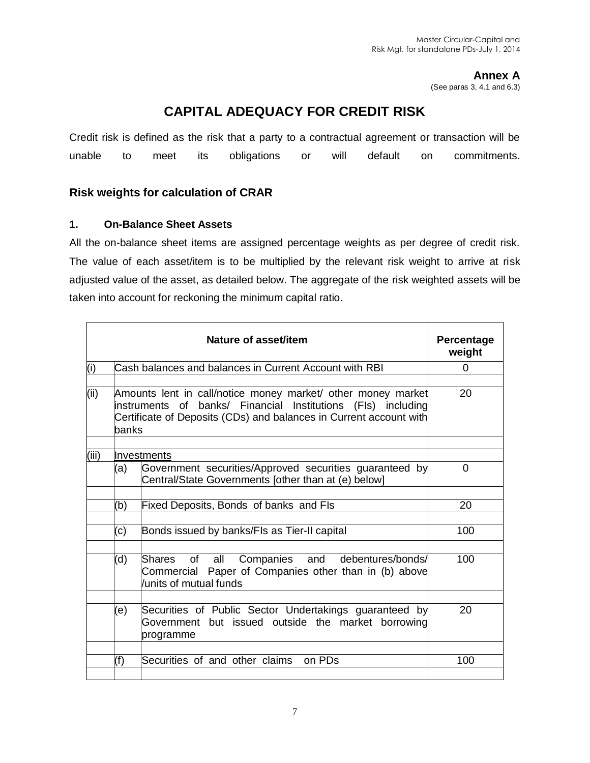**Annex A**

(See paras 3, 4.1 and 6.3)

# CAPITAL ADEQUACY FOR CREDIT RISK

Credit risk is defined as the risk that a party to a contractual agreement or transaction will be unable to meet its obligations or will default on commitments.

## Risk weights for calculation of CRAR

### 1. On-Balance Sheet Assets

All the on-balance sheet items are assigned percentage weights as per degree of credit risk. The value of each asset/item is to be multiplied by the relevant risk weight to arrive at risk adjusted value of the asset, as detailed below. The aggregate of the risk weighted assets will be taken into account for reckoning the minimum capital ratio.

| | | Nature of asset/item | Percentage weight |
|---|---|---|---|
| (i) | Cash balances and balances in Current Account with RBI | | 0 |
| (ii) | Amounts lent in call/notice money market/ other money market instruments of banks/ Financial Institutions (FIs) including Certificate of Deposits (CDs) and balances in Current account with banks | | 20 |
| (iii) | Investments | | |
| | (a) | Government securities/Approved securities guaranteed by Central/State Governments [other than at (e) below] | 0 |
| | (b) | Fixed Deposits, Bonds of banks and FIs | 20 |
| | (c) | Bonds issued by banks/FIs as Tier-II capital | 100 |
| | (d) | Shares of all Companies and debentures/bonds/ Commercial Paper of Companies other than in (b) above /units of mutual funds | 100 |
| | (e) | Securities of Public Sector Undertakings guaranteed by Government but issued outside the market borrowing programme | 20 |
| | (f) | Securities of and other claims on PDs | 100 |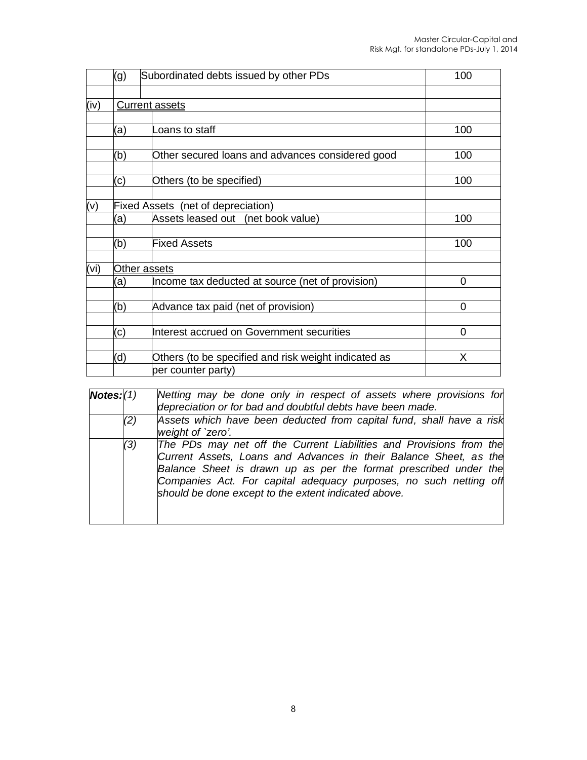| | | | |
|---|---|---|---|
| | (g) | Subordinated debts issued by other PDs | 100 |
| (iv) | Current assets | | |
| | (a) | Loans to staff | 100 |
| | (b) | Other secured loans and advances considered good | 100 |
| | (c) | Others (to be specified) | 100 |
| (v) | Fixed Assets (net of depreciation) | | |
| | (a) | Assets leased out (net book value) | 100 |
| | (b) | Fixed Assets | 100 |
| (vi) | Other assets | | |
| | (a) | Income tax deducted at source (net of provision) | 0 |
| | (b) | Advance tax paid (net of provision) | 0 |
| | (c) | Interest accrued on Government securities | 0 |
| | (d) | Others (to be specified and risk weight indicated as per counter party) | X |

| | | |
|---|---|---|
| ***Notes:*** | *(1)* | *Netting may be done only in respect of assets where provisions for depreciation or for bad and doubtful debts have been made.* |
| | *(2)* | *Assets which have been deducted from capital fund, shall have a risk weight of `zero'.* |
| | *(3)* | *The PDs may net off the Current Liabilities and Provisions from the Current Assets, Loans and Advances in their Balance Sheet, as the Balance Sheet is drawn up as per the format prescribed under the Companies Act. For capital adequacy purposes, no such netting off should be done except to the extent indicated above.* |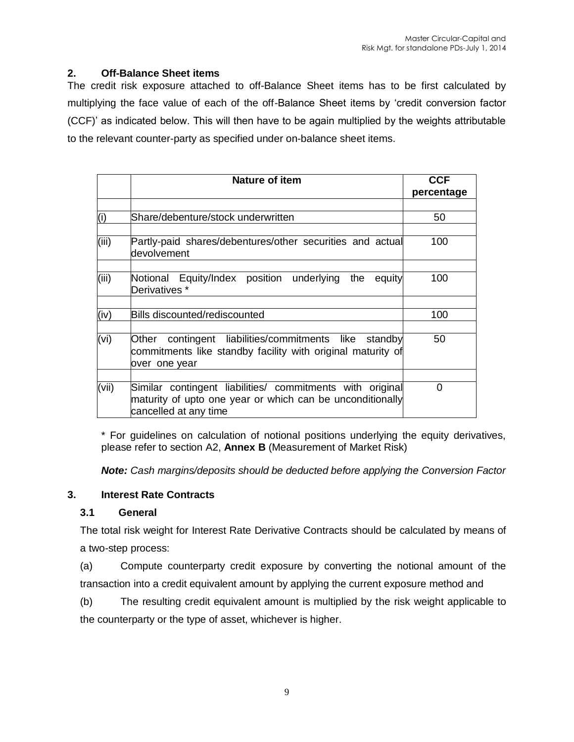## 2. Off-Balance Sheet items

The credit risk exposure attached to off-Balance Sheet items has to be first calculated by multiplying the face value of each of the off-Balance Sheet items by 'credit conversion factor (CCF)' as indicated below. This will then have to be again multiplied by the weights attributable to the relevant counter-party as specified under on-balance sheet items.

| | Nature of item | CCF percentage |
|---|---|---|
| | | |
| (i) | Share/debenture/stock underwritten | 50 |
| | | |
| (iii) | Partly-paid shares/debentures/other securities and actual devolvement | 100 |
| | | |
| (iii) | Notional Equity/Index position underlying the equity Derivatives * | 100 |
| | | |
| (iv) | Bills discounted/rediscounted | 100 |
| | | |
| (vi) | Other contingent liabilities/commitments like standby commitments like standby facility with original maturity of over one year | 50 |
| | | |
| (vii) | Similar contingent liabilities/ commitments with original maturity of upto one year or which can be unconditionally cancelled at any time | 0 |

\* For guidelines on calculation of notional positions underlying the equity derivatives, please refer to section A2, **Annex B** (Measurement of Market Risk)

***Note:*** *Cash margins/deposits should be deducted before applying the Conversion Factor*

## 3. Interest Rate Contracts

### 3.1 General

The total risk weight for Interest Rate Derivative Contracts should be calculated by means of a two-step process:

(a) Compute counterparty credit exposure by converting the notional amount of the transaction into a credit equivalent amount by applying the current exposure method and

(b) The resulting credit equivalent amount is multiplied by the risk weight applicable to the counterparty or the type of asset, whichever is higher.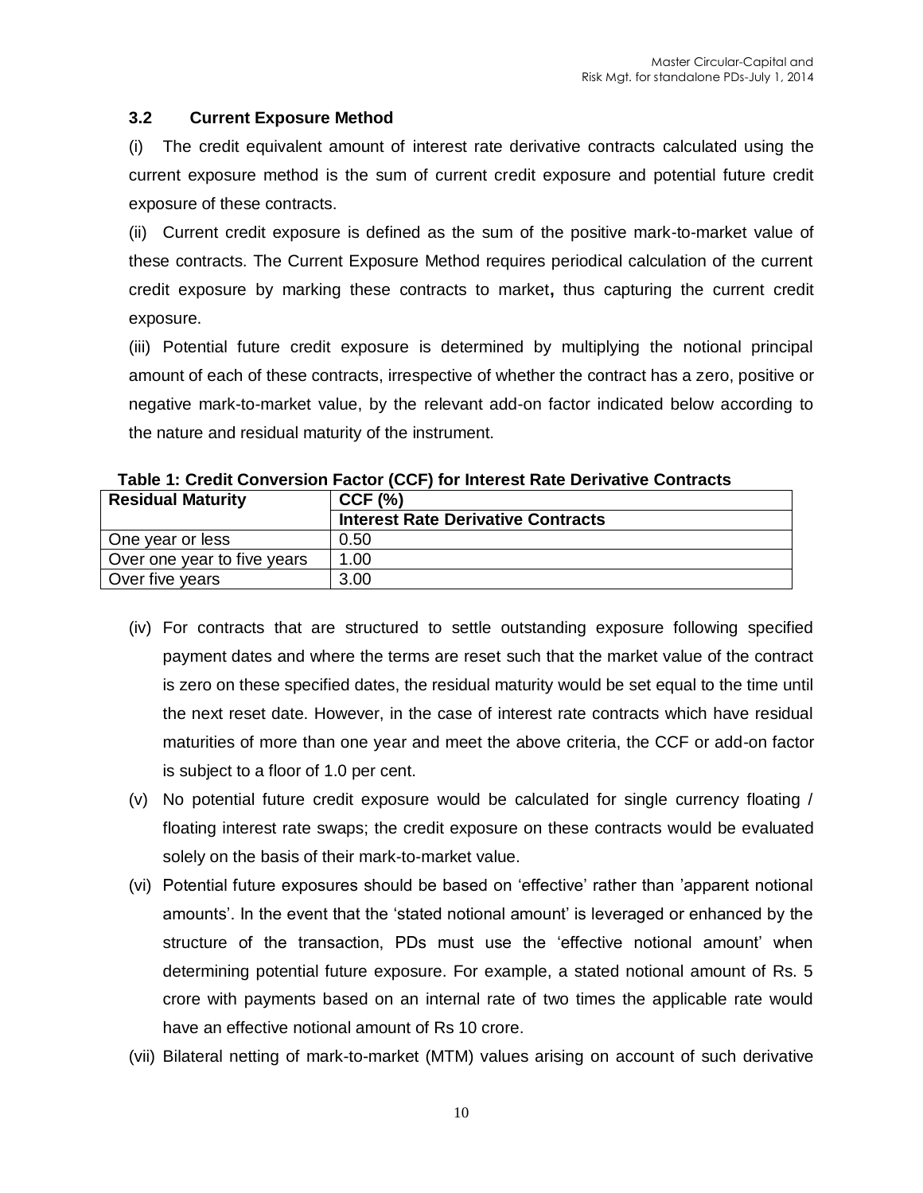### 3.2 Current Exposure Method

(i) The credit equivalent amount of interest rate derivative contracts calculated using the current exposure method is the sum of current credit exposure and potential future credit exposure of these contracts.

(ii) Current credit exposure is defined as the sum of the positive mark-to-market value of these contracts. The Current Exposure Method requires periodical calculation of the current credit exposure by marking these contracts to market**,** thus capturing the current credit exposure.

(iii) Potential future credit exposure is determined by multiplying the notional principal amount of each of these contracts, irrespective of whether the contract has a zero, positive or negative mark-to-market value, by the relevant add-on factor indicated below according to the nature and residual maturity of the instrument.

**Table 1: Credit Conversion Factor (CCF) for Interest Rate Derivative Contracts**

| **Residual Maturity** | **CCF (%)** |
|---|---|
| | **Interest Rate Derivative Contracts** |
| One year or less | 0.50 |
| Over one year to five years | 1.00 |
| Over five years | 3.00 |

(iv) For contracts that are structured to settle outstanding exposure following specified payment dates and where the terms are reset such that the market value of the contract is zero on these specified dates, the residual maturity would be set equal to the time until the next reset date. However, in the case of interest rate contracts which have residual maturities of more than one year and meet the above criteria, the CCF or add-on factor is subject to a floor of 1.0 per cent.

(v) No potential future credit exposure would be calculated for single currency floating / floating interest rate swaps; the credit exposure on these contracts would be evaluated solely on the basis of their mark-to-market value.

(vi) Potential future exposures should be based on 'effective' rather than 'apparent notional amounts'. In the event that the 'stated notional amount' is leveraged or enhanced by the structure of the transaction, PDs must use the 'effective notional amount' when determining potential future exposure. For example, a stated notional amount of Rs. 5 crore with payments based on an internal rate of two times the applicable rate would have an effective notional amount of Rs 10 crore.

(vii) Bilateral netting of mark-to-market (MTM) values arising on account of such derivative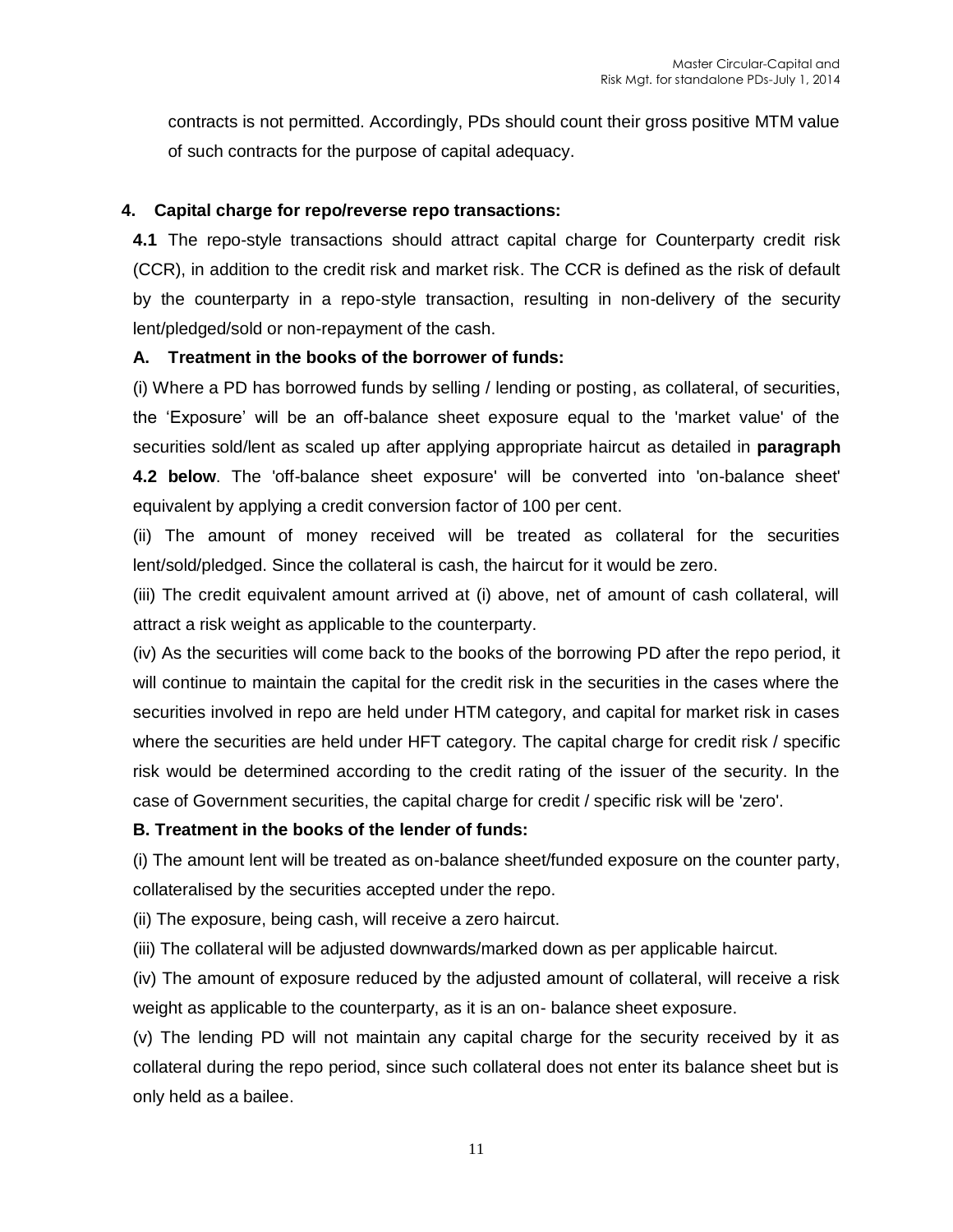contracts is not permitted. Accordingly, PDs should count their gross positive MTM value of such contracts for the purpose of capital adequacy.

## 4. Capital charge for repo/reverse repo transactions:

**4.1** The repo-style transactions should attract capital charge for Counterparty credit risk (CCR), in addition to the credit risk and market risk. The CCR is defined as the risk of default by the counterparty in a repo-style transaction, resulting in non-delivery of the security lent/pledged/sold or non-repayment of the cash.

**A. Treatment in the books of the borrower of funds:**

(i) Where a PD has borrowed funds by selling / lending or posting, as collateral, of securities, the 'Exposure' will be an off-balance sheet exposure equal to the 'market value' of the securities sold/lent as scaled up after applying appropriate haircut as detailed in **paragraph 4.2 below**. The 'off-balance sheet exposure' will be converted into 'on-balance sheet' equivalent by applying a credit conversion factor of 100 per cent.

(ii) The amount of money received will be treated as collateral for the securities lent/sold/pledged. Since the collateral is cash, the haircut for it would be zero.

(iii) The credit equivalent amount arrived at (i) above, net of amount of cash collateral, will attract a risk weight as applicable to the counterparty.

(iv) As the securities will come back to the books of the borrowing PD after the repo period, it will continue to maintain the capital for the credit risk in the securities in the cases where the securities involved in repo are held under HTM category, and capital for market risk in cases where the securities are held under HFT category. The capital charge for credit risk / specific risk would be determined according to the credit rating of the issuer of the security. In the case of Government securities, the capital charge for credit / specific risk will be 'zero'.

**B. Treatment in the books of the lender of funds:**

(i) The amount lent will be treated as on-balance sheet/funded exposure on the counter party, collateralised by the securities accepted under the repo.

(ii) The exposure, being cash, will receive a zero haircut.

(iii) The collateral will be adjusted downwards/marked down as per applicable haircut.

(iv) The amount of exposure reduced by the adjusted amount of collateral, will receive a risk weight as applicable to the counterparty, as it is an on- balance sheet exposure.

(v) The lending PD will not maintain any capital charge for the security received by it as collateral during the repo period, since such collateral does not enter its balance sheet but is only held as a bailee.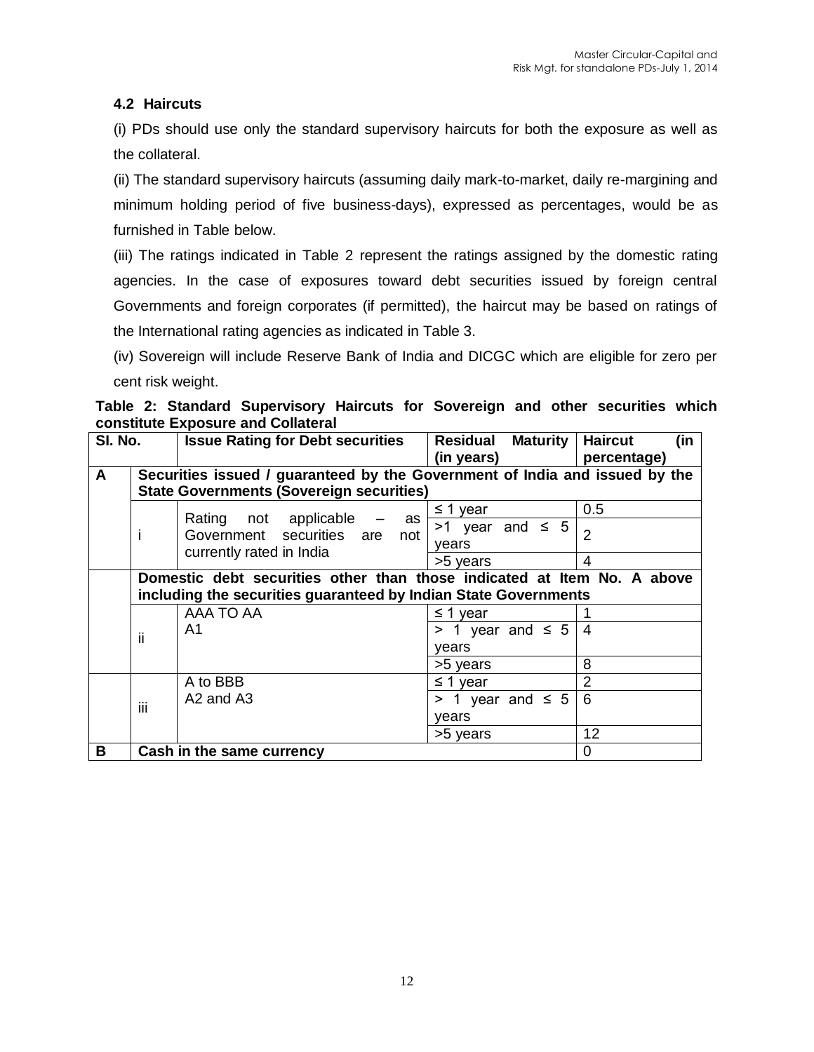### 4.2 Haircuts

(i) PDs should use only the standard supervisory haircuts for both the exposure as well as the collateral.

(ii) The standard supervisory haircuts (assuming daily mark-to-market, daily re-margining and minimum holding period of five business-days), expressed as percentages, would be as furnished in Table below.

(iii) The ratings indicated in Table 2 represent the ratings assigned by the domestic rating agencies. In the case of exposures toward debt securities issued by foreign central Governments and foreign corporates (if permitted), the haircut may be based on ratings of the International rating agencies as indicated in Table 3.

(iv) Sovereign will include Reserve Bank of India and DICGC which are eligible for zero per cent risk weight.

**Table 2: Standard Supervisory Haircuts for Sovereign and other securities which constitute Exposure and Collateral**

| Sl. No. | | Issue Rating for Debt securities | Residual Maturity (in years) | Haircut (in percentage) |
|---|---|---|---|---|
| **A** | **Securities issued / guaranteed by the Government of India and issued by the State Governments (Sovereign securities)** | | | |
| | i | Rating not applicable – as Government securities are not currently rated in India | ≤ 1 year | 0.5 |
| | | | >1 year and ≤ 5 years | 2 |
| | | | >5 years | 4 |
| | **Domestic debt securities other than those indicated at Item No. A above including the securities guaranteed by Indian State Governments** | | | |
| | ii | AAA TO AA<br>A1 | ≤ 1 year | 1 |
| | | | > 1 year and ≤ 5 years | 4 |
| | | | >5 years | 8 |
| | iii | A to BBB<br>A2 and A3 | ≤ 1 year | 2 |
| | | | > 1 year and ≤ 5 years | 6 |
| | | | >5 years | 12 |
| **B** | **Cash in the same currency** | | | 0 |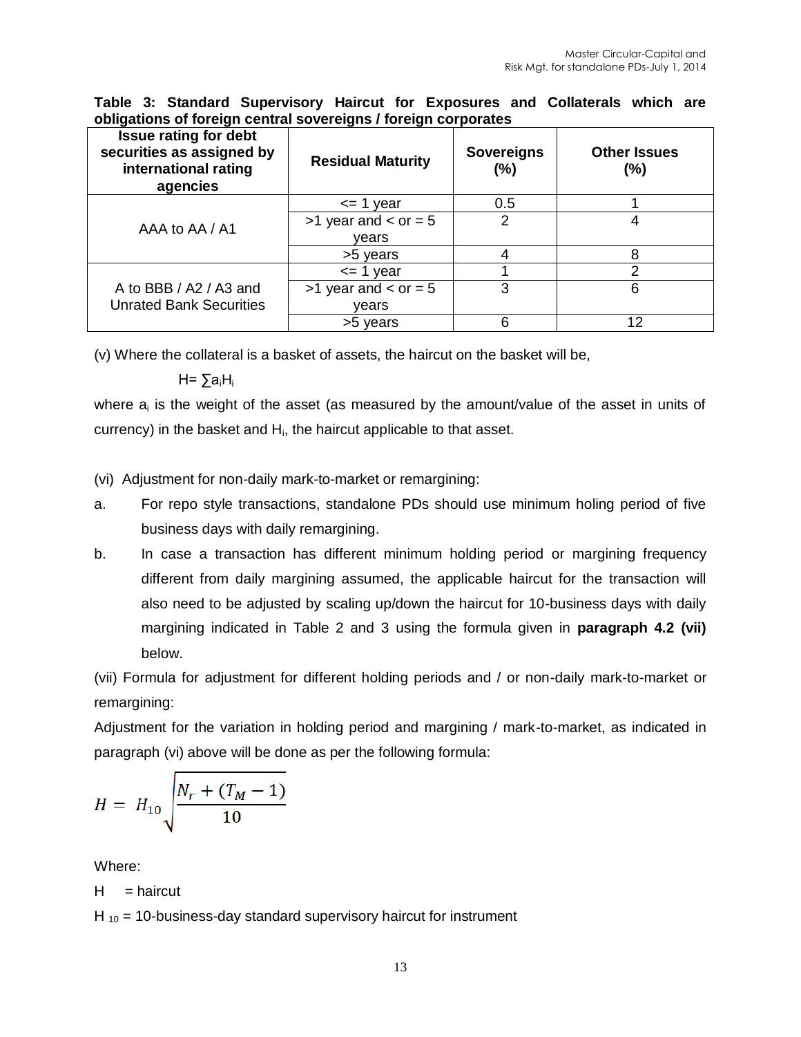**Table 3: Standard Supervisory Haircut for Exposures and Collaterals which are obligations of foreign central sovereigns / foreign corporates**

| Issue rating for debt securities as assigned by international rating agencies | Residual Maturity | Sovereigns (%) | Other Issues (%) |
|---|---|---|---|
| AAA to AA / A1 | <= 1 year | 0.5 | 1 |
| | >1 year and < or = 5 years | 2 | 4 |
| | >5 years | 4 | 8 |
| A to BBB / A2 / A3 and Unrated Bank Securities | <= 1 year | 1 | 2 |
| | >1 year and < or = 5 years | 3 | 6 |
| | >5 years | 6 | 12 |

(v) Where the collateral is a basket of assets, the haircut on the basket will be,

$H= \sum a_i H_i$

where $a_i$ is the weight of the asset (as measured by the amount/value of the asset in units of currency) in the basket and $H_i$, the haircut applicable to that asset.

(vi) Adjustment for non-daily mark-to-market or remargining:

a. For repo style transactions, standalone PDs should use minimum holing period of five business days with daily remargining.

b. In case a transaction has different minimum holding period or margining frequency different from daily margining assumed, the applicable haircut for the transaction will also need to be adjusted by scaling up/down the haircut for 10-business days with daily margining indicated in Table 2 and 3 using the formula given in **paragraph 4.2 (vii)** below.

(vii) Formula for adjustment for different holding periods and / or non-daily mark-to-market or remargining:

Adjustment for the variation in holding period and margining / mark-to-market, as indicated in paragraph (vi) above will be done as per the following formula:

$$H = H_{10} \sqrt{\frac{N_r + (T_M - 1)}{10}}$$

Where:

H = haircut

$H_{10}$ = 10-business-day standard supervisory haircut for instrument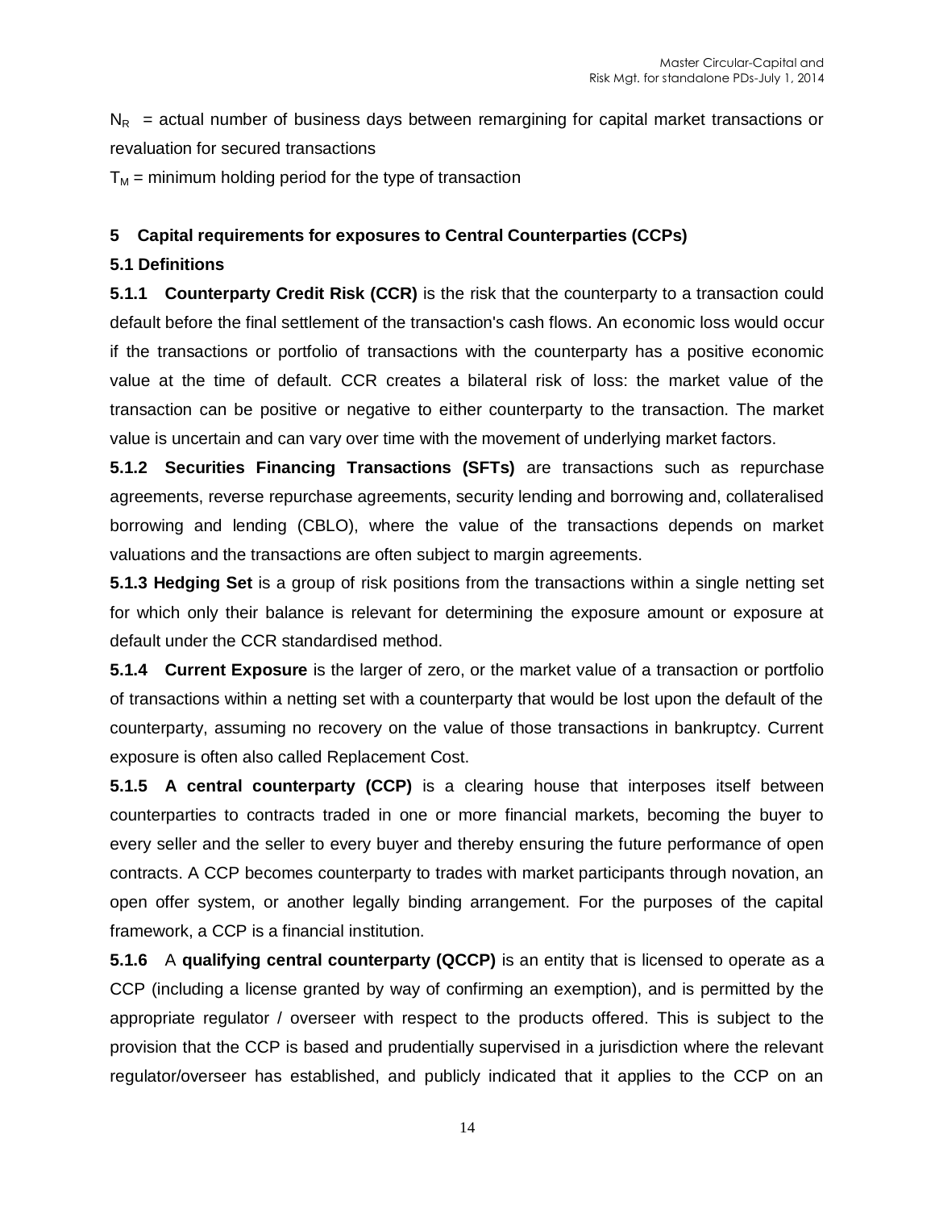$N_R$ = actual number of business days between remargining for capital market transactions or revaluation for secured transactions

$T_M$ = minimum holding period for the type of transaction

## 5 Capital requirements for exposures to Central Counterparties (CCPs)

### 5.1 Definitions

**5.1.1 Counterparty Credit Risk (CCR)** is the risk that the counterparty to a transaction could default before the final settlement of the transaction's cash flows. An economic loss would occur if the transactions or portfolio of transactions with the counterparty has a positive economic value at the time of default. CCR creates a bilateral risk of loss: the market value of the transaction can be positive or negative to either counterparty to the transaction. The market value is uncertain and can vary over time with the movement of underlying market factors.

**5.1.2 Securities Financing Transactions (SFTs)** are transactions such as repurchase agreements, reverse repurchase agreements, security lending and borrowing and, collateralised borrowing and lending (CBLO), where the value of the transactions depends on market valuations and the transactions are often subject to margin agreements.

**5.1.3 Hedging Set** is a group of risk positions from the transactions within a single netting set for which only their balance is relevant for determining the exposure amount or exposure at default under the CCR standardised method.

**5.1.4 Current Exposure** is the larger of zero, or the market value of a transaction or portfolio of transactions within a netting set with a counterparty that would be lost upon the default of the counterparty, assuming no recovery on the value of those transactions in bankruptcy. Current exposure is often also called Replacement Cost.

**5.1.5 A central counterparty (CCP)** is a clearing house that interposes itself between counterparties to contracts traded in one or more financial markets, becoming the buyer to every seller and the seller to every buyer and thereby ensuring the future performance of open contracts. A CCP becomes counterparty to trades with market participants through novation, an open offer system, or another legally binding arrangement. For the purposes of the capital framework, a CCP is a financial institution.

**5.1.6** A **qualifying central counterparty (QCCP)** is an entity that is licensed to operate as a CCP (including a license granted by way of confirming an exemption), and is permitted by the appropriate regulator / overseer with respect to the products offered. This is subject to the provision that the CCP is based and prudentially supervised in a jurisdiction where the relevant regulator/overseer has established, and publicly indicated that it applies to the CCP on an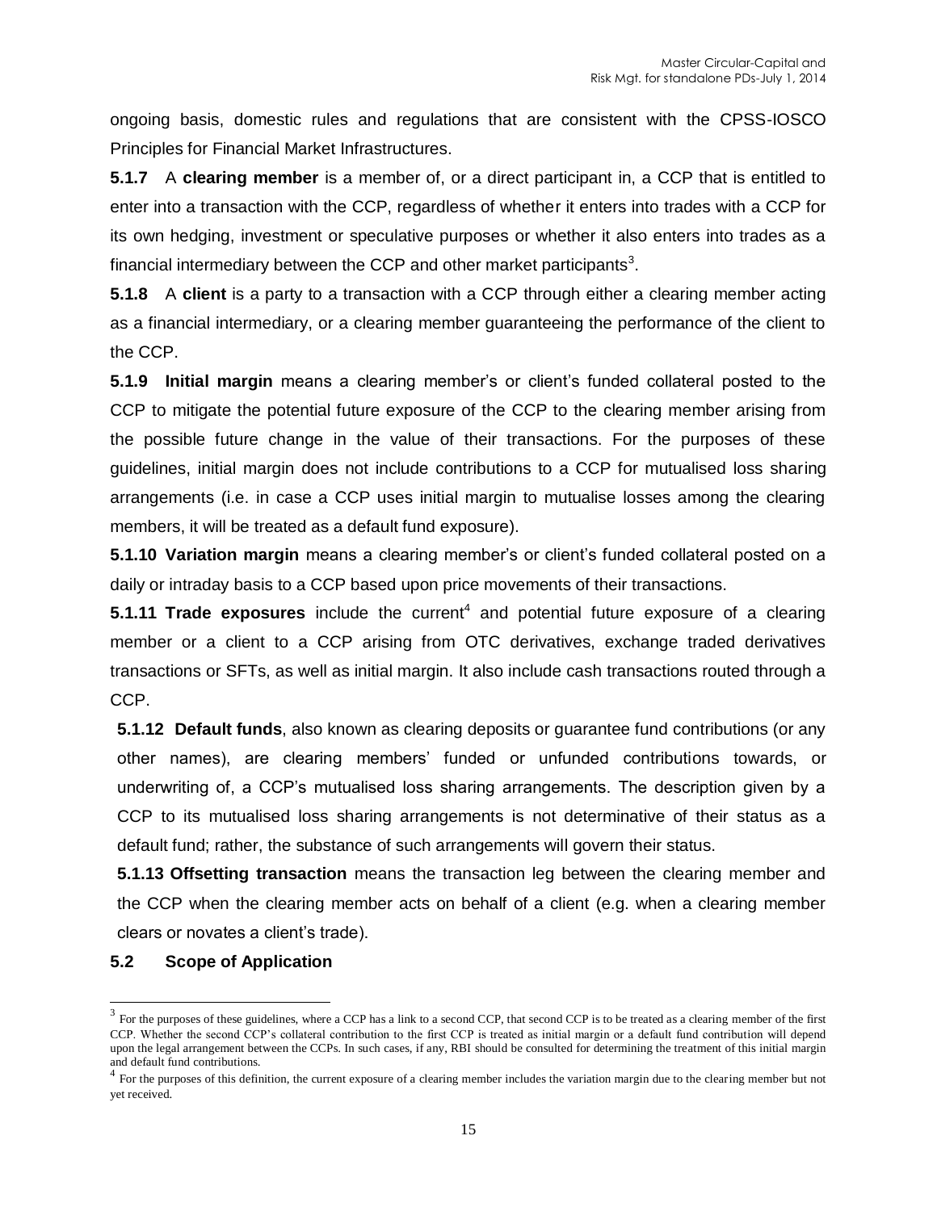ongoing basis, domestic rules and regulations that are consistent with the CPSS-IOSCO Principles for Financial Market Infrastructures.

**5.1.7** A **clearing member** is a member of, or a direct participant in, a CCP that is entitled to enter into a transaction with the CCP, regardless of whether it enters into trades with a CCP for its own hedging, investment or speculative purposes or whether it also enters into trades as a financial intermediary between the CCP and other market participants[3].

**5.1.8** A **client** is a party to a transaction with a CCP through either a clearing member acting as a financial intermediary, or a clearing member guaranteeing the performance of the client to the CCP.

**5.1.9 Initial margin** means a clearing member's or client's funded collateral posted to the CCP to mitigate the potential future exposure of the CCP to the clearing member arising from the possible future change in the value of their transactions. For the purposes of these guidelines, initial margin does not include contributions to a CCP for mutualised loss sharing arrangements (i.e. in case a CCP uses initial margin to mutualise losses among the clearing members, it will be treated as a default fund exposure).

**5.1.10 Variation margin** means a clearing member's or client's funded collateral posted on a daily or intraday basis to a CCP based upon price movements of their transactions.

**5.1.11 Trade exposures** include the current[4] and potential future exposure of a clearing member or a client to a CCP arising from OTC derivatives, exchange traded derivatives transactions or SFTs, as well as initial margin. It also include cash transactions routed through a CCP.

**5.1.12 Default funds**, also known as clearing deposits or guarantee fund contributions (or any other names), are clearing members' funded or unfunded contributions towards, or underwriting of, a CCP's mutualised loss sharing arrangements. The description given by a CCP to its mutualised loss sharing arrangements is not determinative of their status as a default fund; rather, the substance of such arrangements will govern their status.

**5.1.13 Offsetting transaction** means the transaction leg between the clearing member and the CCP when the clearing member acts on behalf of a client (e.g. when a clearing member clears or novates a client's trade).

**5.2 Scope of Application**

---

[3] For the purposes of these guidelines, where a CCP has a link to a second CCP, that second CCP is to be treated as a clearing member of the first CCP. Whether the second CCP's collateral contribution to the first CCP is treated as initial margin or a default fund contribution will depend upon the legal arrangement between the CCPs. In such cases, if any, RBI should be consulted for determining the treatment of this initial margin and default fund contributions.

[4] For the purposes of this definition, the current exposure of a clearing member includes the variation margin due to the clearing member but not yet received.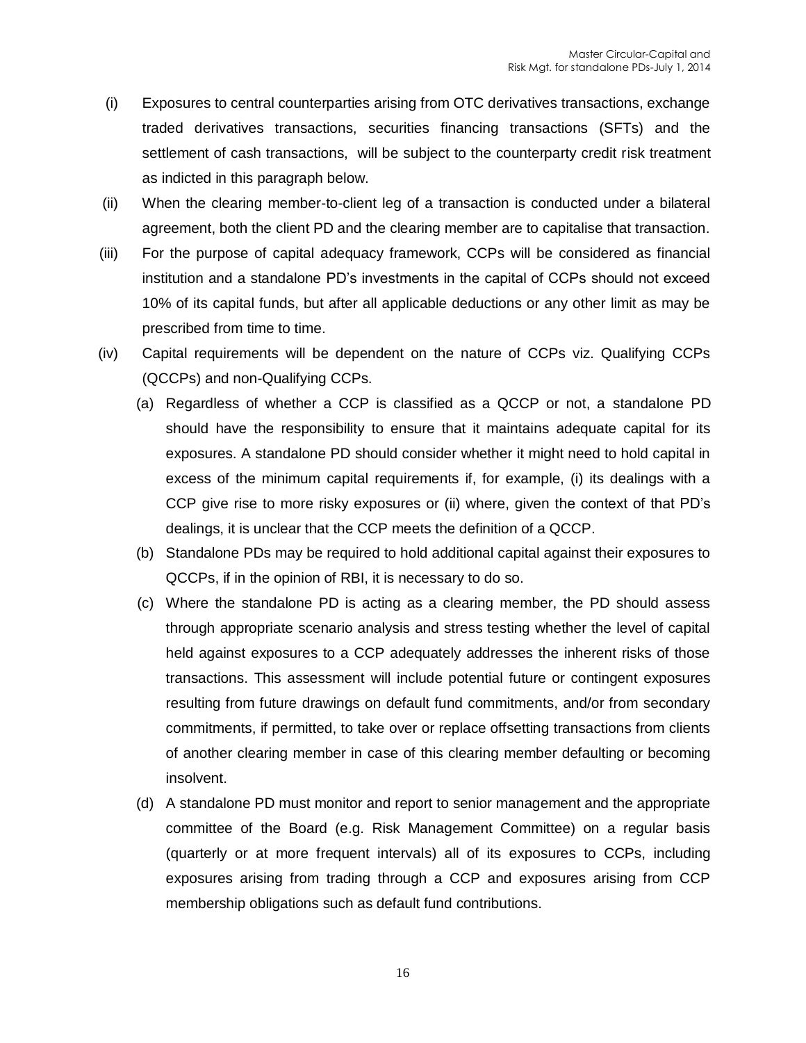(i) Exposures to central counterparties arising from OTC derivatives transactions, exchange traded derivatives transactions, securities financing transactions (SFTs) and the settlement of cash transactions, will be subject to the counterparty credit risk treatment as indicted in this paragraph below.

(ii) When the clearing member-to-client leg of a transaction is conducted under a bilateral agreement, both the client PD and the clearing member are to capitalise that transaction.

(iii) For the purpose of capital adequacy framework, CCPs will be considered as financial institution and a standalone PD's investments in the capital of CCPs should not exceed 10% of its capital funds, but after all applicable deductions or any other limit as may be prescribed from time to time.

(iv) Capital requirements will be dependent on the nature of CCPs viz. Qualifying CCPs (QCCPs) and non-Qualifying CCPs.

  (a) Regardless of whether a CCP is classified as a QCCP or not, a standalone PD should have the responsibility to ensure that it maintains adequate capital for its exposures. A standalone PD should consider whether it might need to hold capital in excess of the minimum capital requirements if, for example, (i) its dealings with a CCP give rise to more risky exposures or (ii) where, given the context of that PD's dealings, it is unclear that the CCP meets the definition of a QCCP.

  (b) Standalone PDs may be required to hold additional capital against their exposures to QCCPs, if in the opinion of RBI, it is necessary to do so.

  (c) Where the standalone PD is acting as a clearing member, the PD should assess through appropriate scenario analysis and stress testing whether the level of capital held against exposures to a CCP adequately addresses the inherent risks of those transactions. This assessment will include potential future or contingent exposures resulting from future drawings on default fund commitments, and/or from secondary commitments, if permitted, to take over or replace offsetting transactions from clients of another clearing member in case of this clearing member defaulting or becoming insolvent.

  (d) A standalone PD must monitor and report to senior management and the appropriate committee of the Board (e.g. Risk Management Committee) on a regular basis (quarterly or at more frequent intervals) all of its exposures to CCPs, including exposures arising from trading through a CCP and exposures arising from CCP membership obligations such as default fund contributions.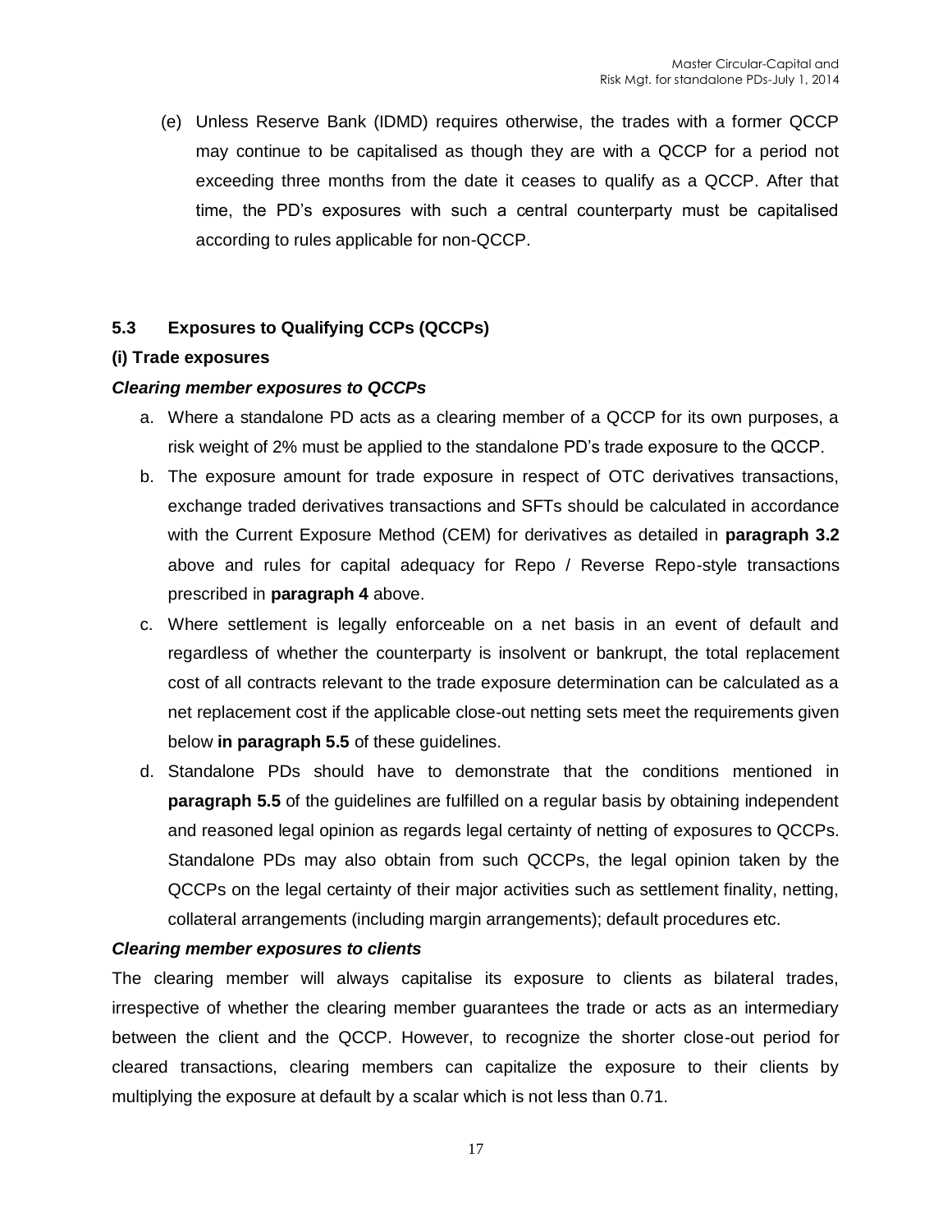(e) Unless Reserve Bank (IDMD) requires otherwise, the trades with a former QCCP may continue to be capitalised as though they are with a QCCP for a period not exceeding three months from the date it ceases to qualify as a QCCP. After that time, the PD's exposures with such a central counterparty must be capitalised according to rules applicable for non-QCCP.

### 5.3 Exposures to Qualifying CCPs (QCCPs)

**(i) Trade exposures**

***Clearing member exposures to QCCPs***

a. Where a standalone PD acts as a clearing member of a QCCP for its own purposes, a risk weight of 2% must be applied to the standalone PD's trade exposure to the QCCP.

b. The exposure amount for trade exposure in respect of OTC derivatives transactions, exchange traded derivatives transactions and SFTs should be calculated in accordance with the Current Exposure Method (CEM) for derivatives as detailed in **paragraph 3.2** above and rules for capital adequacy for Repo / Reverse Repo-style transactions prescribed in **paragraph 4** above.

c. Where settlement is legally enforceable on a net basis in an event of default and regardless of whether the counterparty is insolvent or bankrupt, the total replacement cost of all contracts relevant to the trade exposure determination can be calculated as a net replacement cost if the applicable close-out netting sets meet the requirements given below **in paragraph 5.5** of these guidelines.

d. Standalone PDs should have to demonstrate that the conditions mentioned in **paragraph 5.5** of the guidelines are fulfilled on a regular basis by obtaining independent and reasoned legal opinion as regards legal certainty of netting of exposures to QCCPs. Standalone PDs may also obtain from such QCCPs, the legal opinion taken by the QCCPs on the legal certainty of their major activities such as settlement finality, netting, collateral arrangements (including margin arrangements); default procedures etc.

***Clearing member exposures to clients***

The clearing member will always capitalise its exposure to clients as bilateral trades, irrespective of whether the clearing member guarantees the trade or acts as an intermediary between the client and the QCCP. However, to recognize the shorter close-out period for cleared transactions, clearing members can capitalize the exposure to their clients by multiplying the exposure at default by a scalar which is not less than 0.71.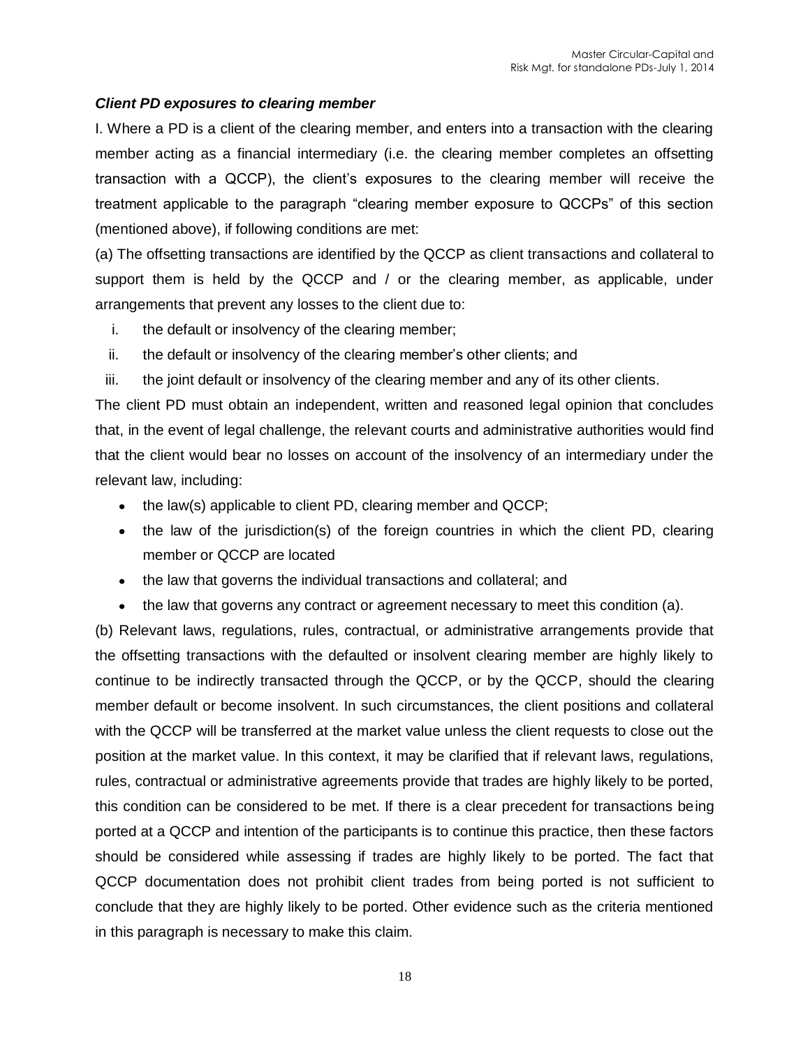***Client PD exposures to clearing member***

I. Where a PD is a client of the clearing member, and enters into a transaction with the clearing member acting as a financial intermediary (i.e. the clearing member completes an offsetting transaction with a QCCP), the client's exposures to the clearing member will receive the treatment applicable to the paragraph "clearing member exposure to QCCPs" of this section (mentioned above), if following conditions are met:

(a) The offsetting transactions are identified by the QCCP as client transactions and collateral to support them is held by the QCCP and / or the clearing member, as applicable, under arrangements that prevent any losses to the client due to:

i. the default or insolvency of the clearing member;
ii. the default or insolvency of the clearing member's other clients; and
iii. the joint default or insolvency of the clearing member and any of its other clients.

The client PD must obtain an independent, written and reasoned legal opinion that concludes that, in the event of legal challenge, the relevant courts and administrative authorities would find that the client would bear no losses on account of the insolvency of an intermediary under the relevant law, including:

- the law(s) applicable to client PD, clearing member and QCCP;
- the law of the jurisdiction(s) of the foreign countries in which the client PD, clearing member or QCCP are located
- the law that governs the individual transactions and collateral; and
- the law that governs any contract or agreement necessary to meet this condition (a).

(b) Relevant laws, regulations, rules, contractual, or administrative arrangements provide that the offsetting transactions with the defaulted or insolvent clearing member are highly likely to continue to be indirectly transacted through the QCCP, or by the QCCP, should the clearing member default or become insolvent. In such circumstances, the client positions and collateral with the QCCP will be transferred at the market value unless the client requests to close out the position at the market value. In this context, it may be clarified that if relevant laws, regulations, rules, contractual or administrative agreements provide that trades are highly likely to be ported, this condition can be considered to be met. If there is a clear precedent for transactions being ported at a QCCP and intention of the participants is to continue this practice, then these factors should be considered while assessing if trades are highly likely to be ported. The fact that QCCP documentation does not prohibit client trades from being ported is not sufficient to conclude that they are highly likely to be ported. Other evidence such as the criteria mentioned in this paragraph is necessary to make this claim.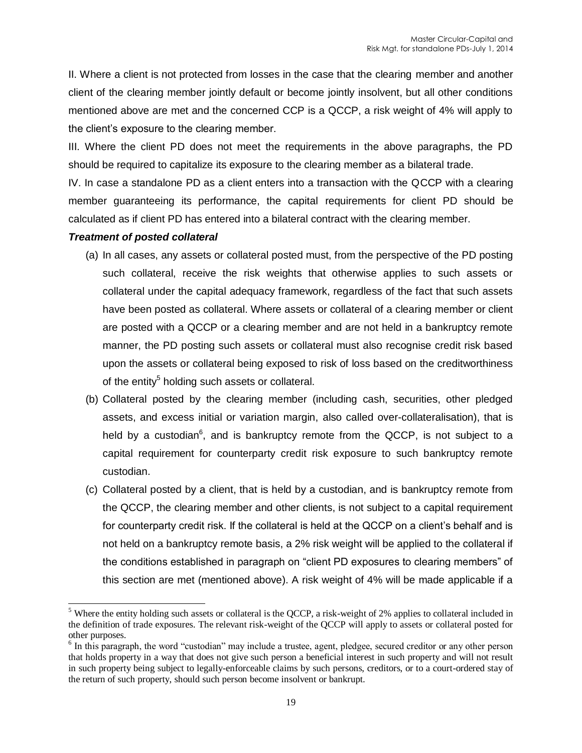II. Where a client is not protected from losses in the case that the clearing member and another client of the clearing member jointly default or become jointly insolvent, but all other conditions mentioned above are met and the concerned CCP is a QCCP, a risk weight of 4% will apply to the client's exposure to the clearing member.

III. Where the client PD does not meet the requirements in the above paragraphs, the PD should be required to capitalize its exposure to the clearing member as a bilateral trade.

IV. In case a standalone PD as a client enters into a transaction with the QCCP with a clearing member guaranteeing its performance, the capital requirements for client PD should be calculated as if client PD has entered into a bilateral contract with the clearing member.

***Treatment of posted collateral***

(a) In all cases, any assets or collateral posted must, from the perspective of the PD posting such collateral, receive the risk weights that otherwise applies to such assets or collateral under the capital adequacy framework, regardless of the fact that such assets have been posted as collateral. Where assets or collateral of a clearing member or client are posted with a QCCP or a clearing member and are not held in a bankruptcy remote manner, the PD posting such assets or collateral must also recognise credit risk based upon the assets or collateral being exposed to risk of loss based on the creditworthiness of the entity[5] holding such assets or collateral.

(b) Collateral posted by the clearing member (including cash, securities, other pledged assets, and excess initial or variation margin, also called over-collateralisation), that is held by a custodian[6], and is bankruptcy remote from the QCCP, is not subject to a capital requirement for counterparty credit risk exposure to such bankruptcy remote custodian.

(c) Collateral posted by a client, that is held by a custodian, and is bankruptcy remote from the QCCP, the clearing member and other clients, is not subject to a capital requirement for counterparty credit risk. If the collateral is held at the QCCP on a client's behalf and is not held on a bankruptcy remote basis, a 2% risk weight will be applied to the collateral if the conditions established in paragraph on "client PD exposures to clearing members" of this section are met (mentioned above). A risk weight of 4% will be made applicable if a

---

[5] Where the entity holding such assets or collateral is the QCCP, a risk-weight of 2% applies to collateral included in the definition of trade exposures. The relevant risk-weight of the QCCP will apply to assets or collateral posted for other purposes.

[6] In this paragraph, the word "custodian" may include a trustee, agent, pledgee, secured creditor or any other person that holds property in a way that does not give such person a beneficial interest in such property and will not result in such property being subject to legally-enforceable claims by such persons, creditors, or to a court-ordered stay of the return of such property, should such person become insolvent or bankrupt.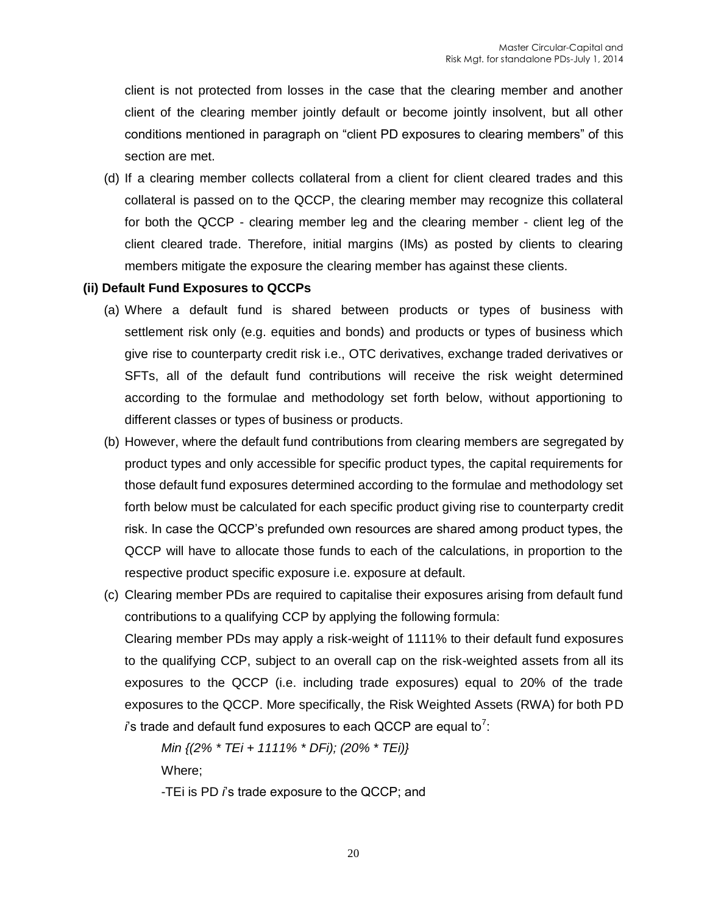client is not protected from losses in the case that the clearing member and another client of the clearing member jointly default or become jointly insolvent, but all other conditions mentioned in paragraph on "client PD exposures to clearing members" of this section are met.

(d) If a clearing member collects collateral from a client for client cleared trades and this collateral is passed on to the QCCP, the clearing member may recognize this collateral for both the QCCP - clearing member leg and the clearing member - client leg of the client cleared trade. Therefore, initial margins (IMs) as posted by clients to clearing members mitigate the exposure the clearing member has against these clients.

**(ii) Default Fund Exposures to QCCPs**

(a) Where a default fund is shared between products or types of business with settlement risk only (e.g. equities and bonds) and products or types of business which give rise to counterparty credit risk i.e., OTC derivatives, exchange traded derivatives or SFTs, all of the default fund contributions will receive the risk weight determined according to the formulae and methodology set forth below, without apportioning to different classes or types of business or products.

(b) However, where the default fund contributions from clearing members are segregated by product types and only accessible for specific product types, the capital requirements for those default fund exposures determined according to the formulae and methodology set forth below must be calculated for each specific product giving rise to counterparty credit risk. In case the QCCP's prefunded own resources are shared among product types, the QCCP will have to allocate those funds to each of the calculations, in proportion to the respective product specific exposure i.e. exposure at default.

(c) Clearing member PDs are required to capitalise their exposures arising from default fund contributions to a qualifying CCP by applying the following formula:

Clearing member PDs may apply a risk-weight of 1111% to their default fund exposures to the qualifying CCP, subject to an overall cap on the risk-weighted assets from all its exposures to the QCCP (i.e. including trade exposures) equal to 20% of the trade exposures to the QCCP. More specifically, the Risk Weighted Assets (RWA) for both PD *i*'s trade and default fund exposures to each QCCP are equal to[7]:

$$Min \{(2\% * TE_i + 1111\% * DF_i); (20\% * TE_i)\}$$

Where;

-$TE_i$ is PD *i*'s trade exposure to the QCCP; and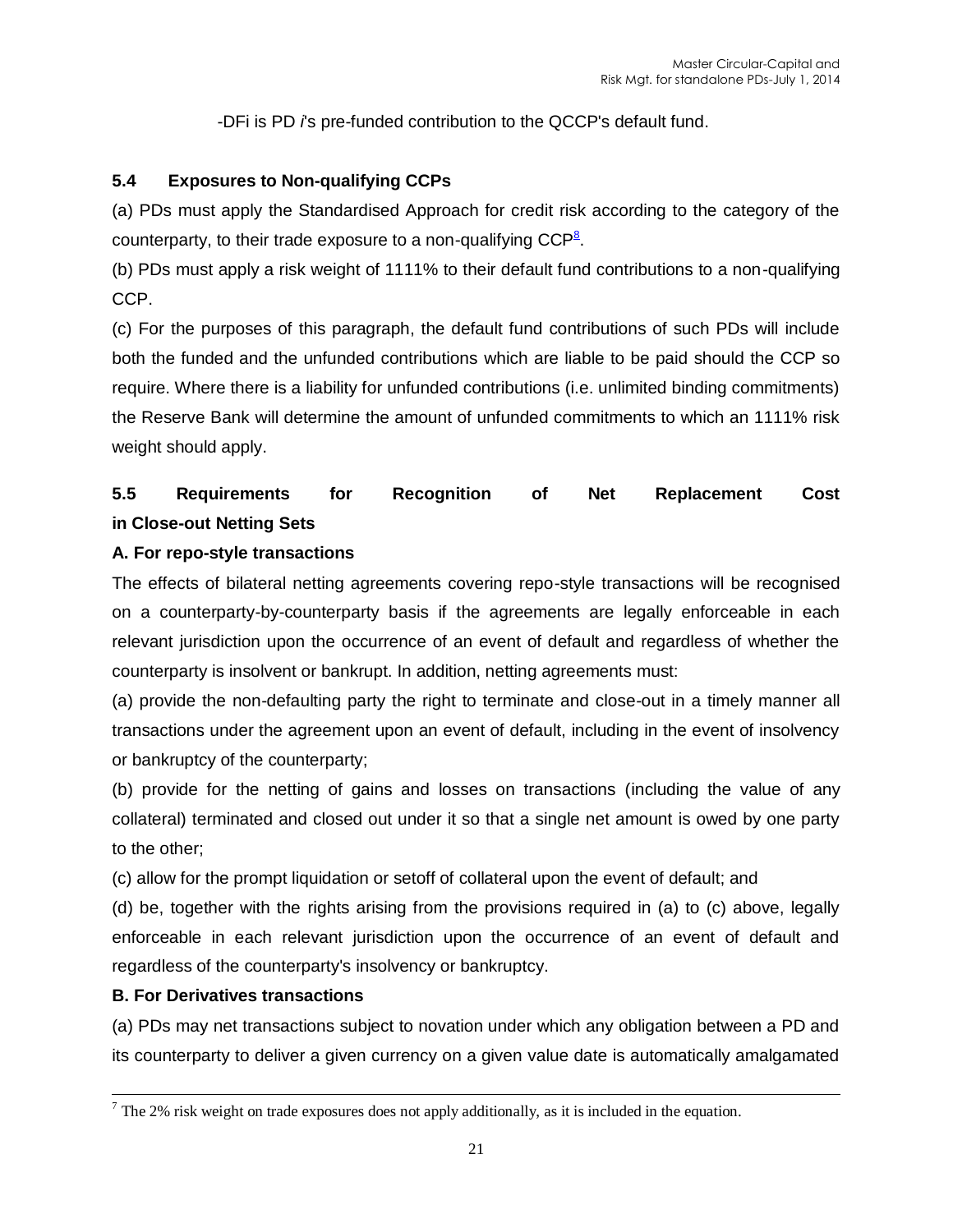-$DF_i$ is PD *i*'s pre-funded contribution to the QCCP's default fund.

### 5.4 Exposures to Non-qualifying CCPs

(a) PDs must apply the Standardised Approach for credit risk according to the category of the counterparty, to their trade exposure to a non-qualifying CCP[8].

(b) PDs must apply a risk weight of 1111% to their default fund contributions to a non-qualifying CCP.

(c) For the purposes of this paragraph, the default fund contributions of such PDs will include both the funded and the unfunded contributions which are liable to be paid should the CCP so require. Where there is a liability for unfunded contributions (i.e. unlimited binding commitments) the Reserve Bank will determine the amount of unfunded commitments to which an 1111% risk weight should apply.

### 5.5 Requirements for Recognition of Net Replacement Cost in Close-out Netting Sets

**A. For repo-style transactions**

The effects of bilateral netting agreements covering repo-style transactions will be recognised on a counterparty-by-counterparty basis if the agreements are legally enforceable in each relevant jurisdiction upon the occurrence of an event of default and regardless of whether the counterparty is insolvent or bankrupt. In addition, netting agreements must:

(a) provide the non-defaulting party the right to terminate and close-out in a timely manner all transactions under the agreement upon an event of default, including in the event of insolvency or bankruptcy of the counterparty;

(b) provide for the netting of gains and losses on transactions (including the value of any collateral) terminated and closed out under it so that a single net amount is owed by one party to the other;

(c) allow for the prompt liquidation or setoff of collateral upon the event of default; and

(d) be, together with the rights arising from the provisions required in (a) to (c) above, legally enforceable in each relevant jurisdiction upon the occurrence of an event of default and regardless of the counterparty's insolvency or bankruptcy.

**B. For Derivatives transactions**

(a) PDs may net transactions subject to novation under which any obligation between a PD and its counterparty to deliver a given currency on a given value date is automatically amalgamated

---

[7] The 2% risk weight on trade exposures does not apply additionally, as it is included in the equation.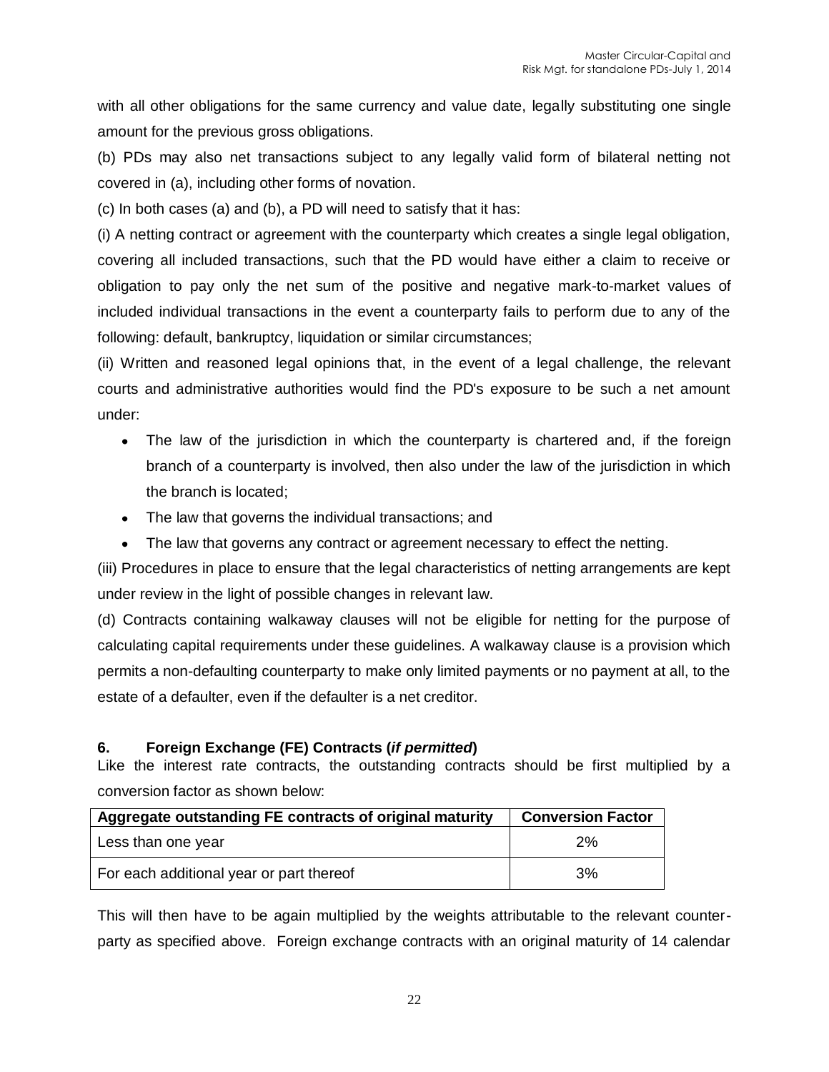with all other obligations for the same currency and value date, legally substituting one single amount for the previous gross obligations.

(b) PDs may also net transactions subject to any legally valid form of bilateral netting not covered in (a), including other forms of novation.

(c) In both cases (a) and (b), a PD will need to satisfy that it has:

(i) A netting contract or agreement with the counterparty which creates a single legal obligation, covering all included transactions, such that the PD would have either a claim to receive or obligation to pay only the net sum of the positive and negative mark-to-market values of included individual transactions in the event a counterparty fails to perform due to any of the following: default, bankruptcy, liquidation or similar circumstances;

(ii) Written and reasoned legal opinions that, in the event of a legal challenge, the relevant courts and administrative authorities would find the PD's exposure to be such a net amount under:

- The law of the jurisdiction in which the counterparty is chartered and, if the foreign branch of a counterparty is involved, then also under the law of the jurisdiction in which the branch is located;
- The law that governs the individual transactions; and
- The law that governs any contract or agreement necessary to effect the netting.

(iii) Procedures in place to ensure that the legal characteristics of netting arrangements are kept under review in the light of possible changes in relevant law.

(d) Contracts containing walkaway clauses will not be eligible for netting for the purpose of calculating capital requirements under these guidelines. A walkaway clause is a provision which permits a non-defaulting counterparty to make only limited payments or no payment at all, to the estate of a defaulter, even if the defaulter is a net creditor.

### 6. Foreign Exchange (FE) Contracts (*if permitted*)

Like the interest rate contracts, the outstanding contracts should be first multiplied by a conversion factor as shown below:

| Aggregate outstanding FE contracts of original maturity | Conversion Factor |
|---|---|
| Less than one year | 2% |
| For each additional year or part thereof | 3% |

This will then have to be again multiplied by the weights attributable to the relevant counter-party as specified above. Foreign exchange contracts with an original maturity of 14 calendar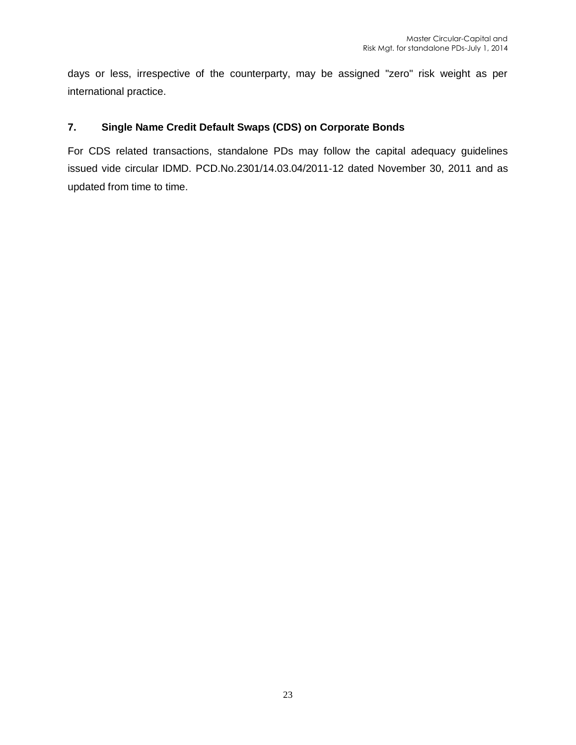days or less, irrespective of the counterparty, may be assigned "zero" risk weight as per international practice.

### 7. Single Name Credit Default Swaps (CDS) on Corporate Bonds

For CDS related transactions, standalone PDs may follow the capital adequacy guidelines issued vide circular IDMD. PCD.No.2301/14.03.04/2011-12 dated November 30, 2011 and as updated from time to time.